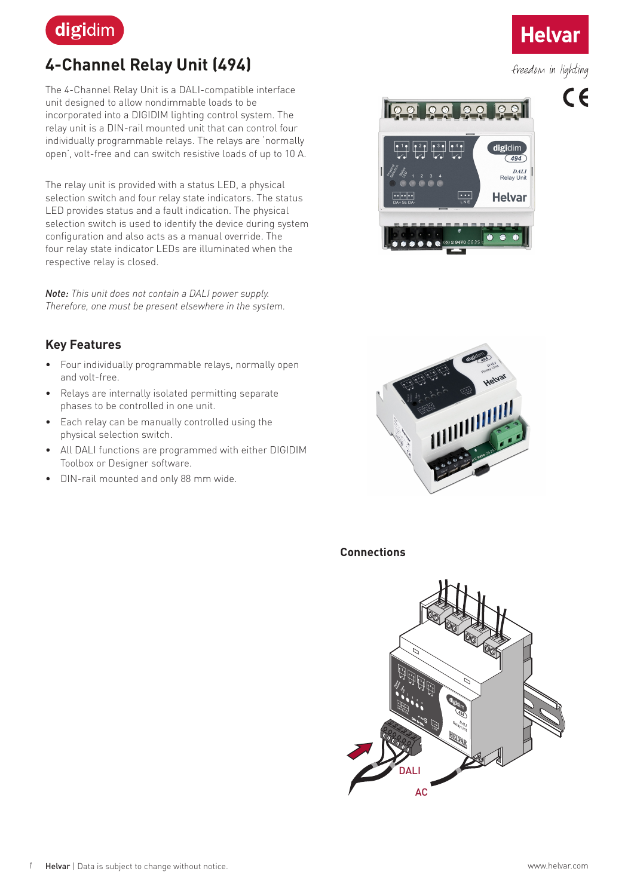# 4-Channel Relay Unit (494)

The 4-Channel Relay Unit is a DALI-compatible interface unit designed to allow nondimmable loads to be incorporated into a DIGIDIM lighting control system. The relay unit is a DIN-rail mounted unit that can control four individually programmable relays. The relays are 'normally open', volt-free and can switch resistive loads of up to 10 A.

The relay unit is provided with a status LED, a physical selection switch and four relay state indicators. The status LED provides status and a fault indication. The physical selection switch is used to identify the device during system configuration and also acts as a manual override. The four relay state indicator LEDs are illuminated when the respective relay is closed.

***Note:*** *This unit does not contain a DALI power supply. Therefore, one must be present elsewhere in the system.*

## Key Features

- Four individually programmable relays, normally open and volt-free.
- Relays are internally isolated permitting separate phases to be controlled in one unit.
- Each relay can be manually controlled using the physical selection switch.
- All DALI functions are programmed with either DIGIDIM Toolbox or Designer software.
- DIN-rail mounted and only 88 mm wide.

## Connections

DALI

AC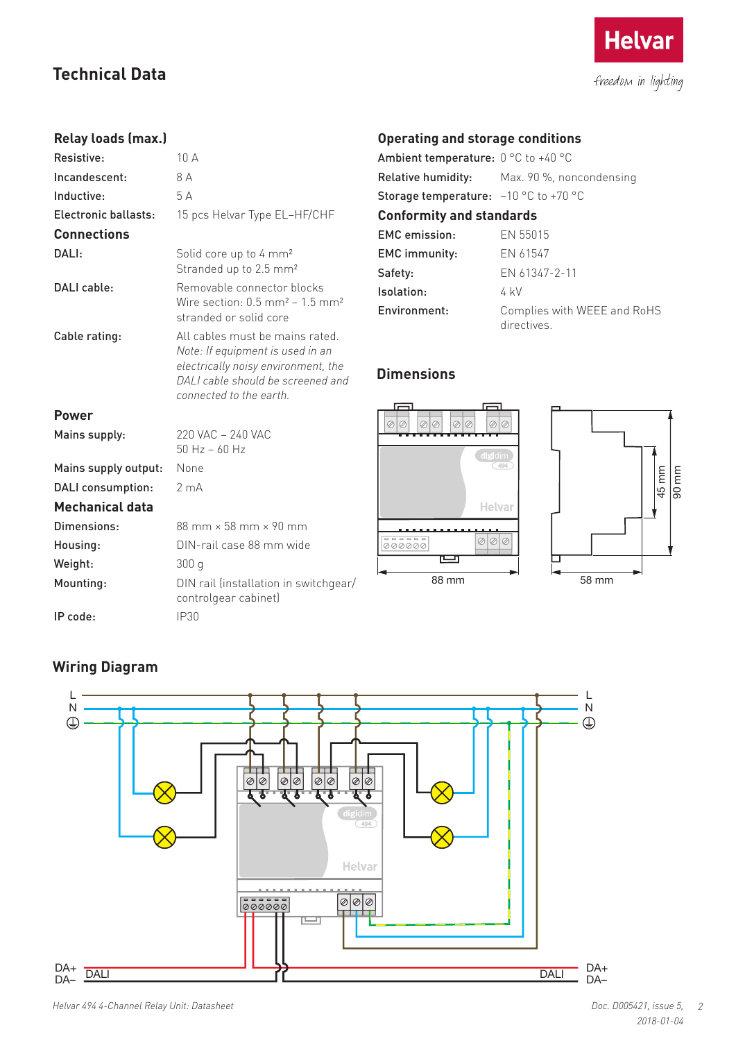# Technical Data

## Relay loads (max.)

| | |
|---|---|
| Resistive: | 10 A |
| Incandescent: | 8 A |
| Inductive: | 5 A |
| Electronic ballasts: | 15 pcs Helvar Type EL–HF/CHF |

## Connections

| | |
|---|---|
| DALI: | Solid core up to 4 mm² <br> Stranded up to 2.5 mm² |
| DALI cable: | Removable connector blocks <br> Wire section: 0.5 mm² – 1.5 mm² stranded or solid core |
| Cable rating: | All cables must be mains rated. <br> *Note: If equipment is used in an electrically noisy environment, the DALI cable should be screened and connected to the earth.* |

## Power

| | |
|---|---|
| Mains supply: | 220 VAC – 240 VAC <br> 50 Hz – 60 Hz |
| Mains supply output: | None |
| DALI consumption: | 2 mA |

## Mechanical data

| | |
|---|---|
| Dimensions: | 88 mm × 58 mm × 90 mm |
| Housing: | DIN-rail case 88 mm wide |
| Weight: | 300 g |
| Mounting: | DIN rail (installation in switchgear/ controlgear cabinet) |
| IP code: | IP30 |

## Operating and storage conditions

| | |
|---|---|
| Ambient temperature: | 0 °C to +40 °C |
| Relative humidity: | Max. 90 %, noncondensing |
| Storage temperature: | –10 °C to +70 °C |

## Conformity and standards

| | |
|---|---|
| EMC emission: | EN 55015 |
| EMC immunity: | EN 61547 |
| Safety: | EN 61347-2-11 |
| Isolation: | 4 kV |
| Environment: | Complies with WEEE and RoHS directives. |

## Dimensions

digidim 494 Helvar

88 mm

45 mm

90 mm

58 mm

## Wiring Diagram

L
N

digidim 494 Helvar

DA+
DA–
DALI